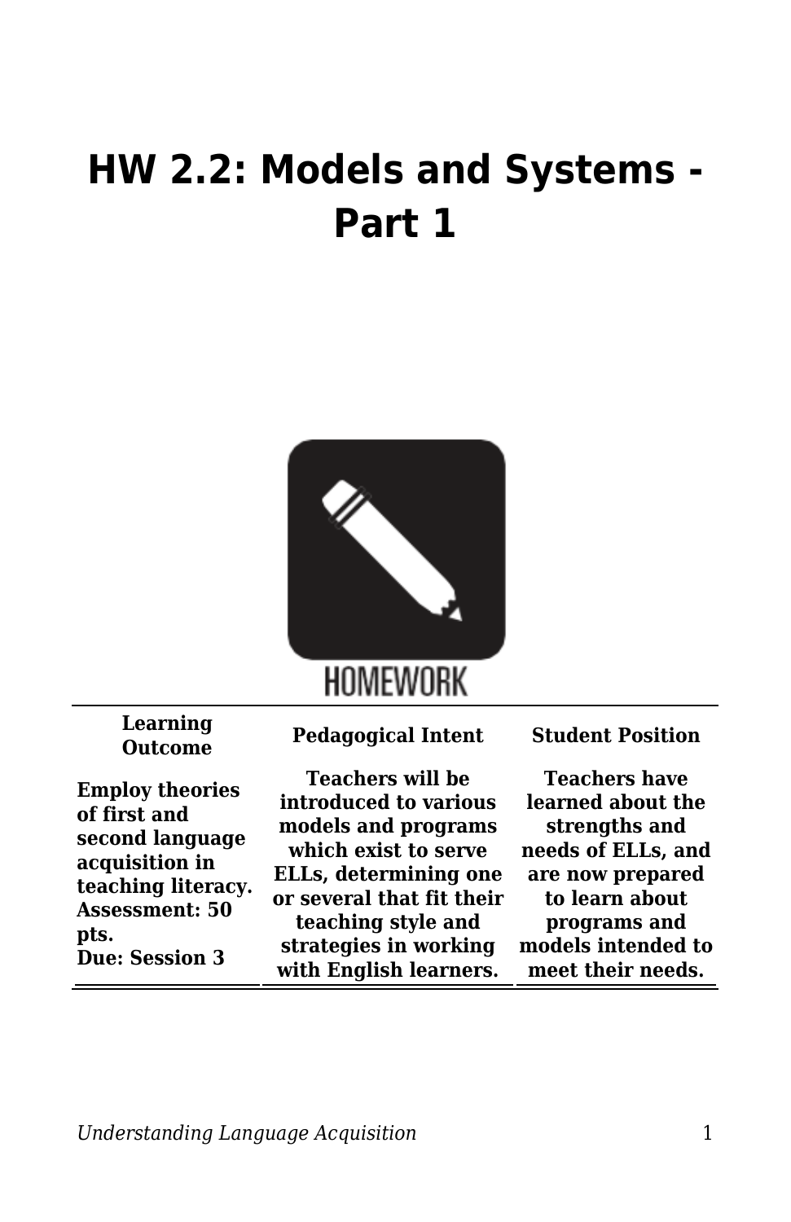# HW 2.2: Models and Systems - Part 1

HOMEWORK

| Learning Outcome | Pedagogical Intent | Student Position |
| --- | --- | --- |
| **Employ theories of first and second language acquisition in teaching literacy.**<br>**Assessment: 50 pts.**<br>**Due: Session 3** | **Teachers will be introduced to various models and programs which exist to serve ELLs, determining one or several that fit their teaching style and strategies in working with English learners.** | **Teachers have learned about the strengths and needs of ELLs, and are now prepared to learn about programs and models intended to meet their needs.** |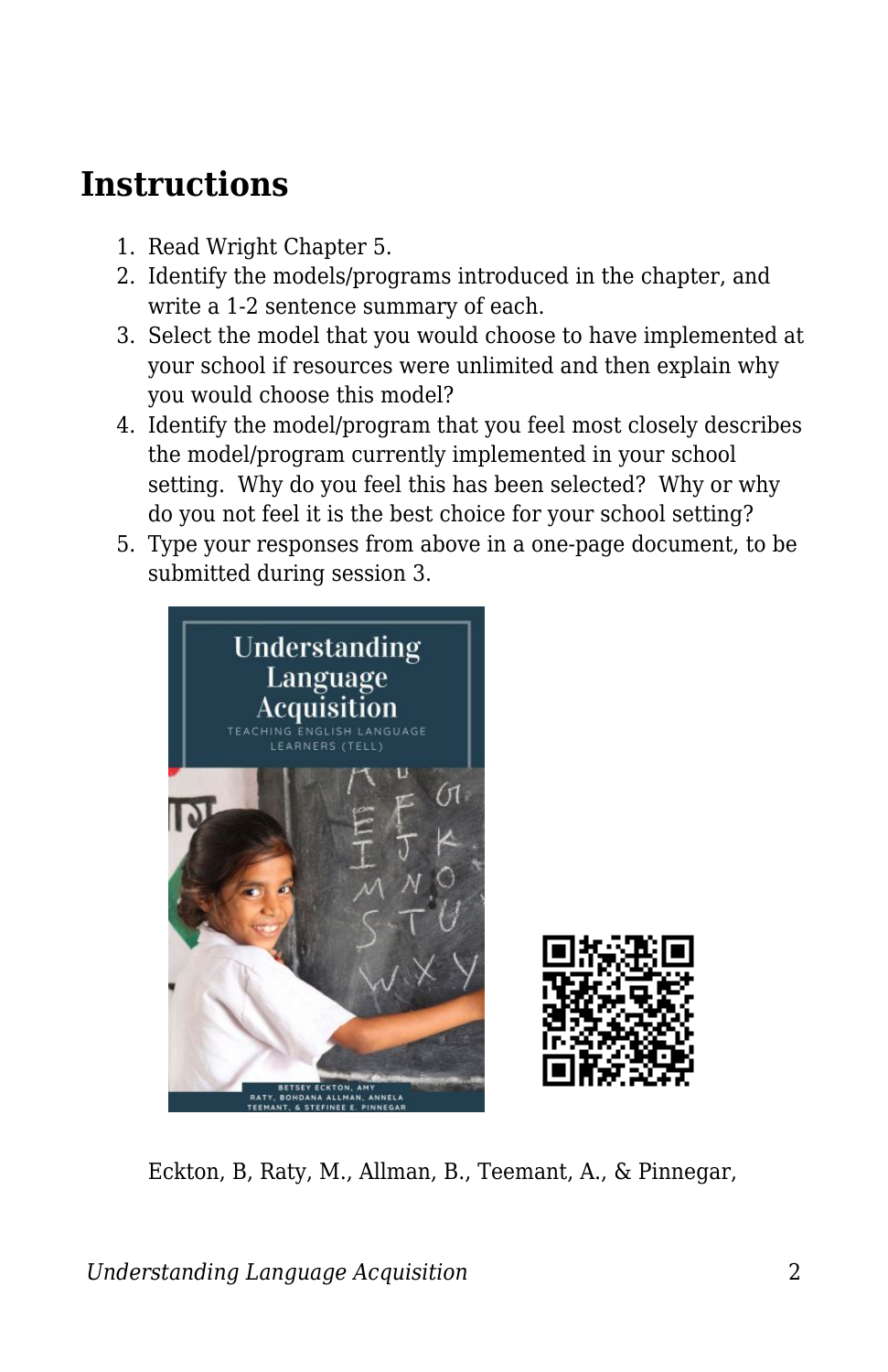## Instructions

1. Read Wright Chapter 5.
2. Identify the models/programs introduced in the chapter, and write a 1-2 sentence summary of each.
3. Select the model that you would choose to have implemented at your school if resources were unlimited and then explain why you would choose this model?
4. Identify the model/program that you feel most closely describes the model/program currently implemented in your school setting. Why do you feel this has been selected? Why or why do you not feel it is the best choice for your school setting?
5. Type your responses from above in a one-page document, to be submitted during session 3.

Eckton, B, Raty, M., Allman, B., Teemant, A., & Pinnegar,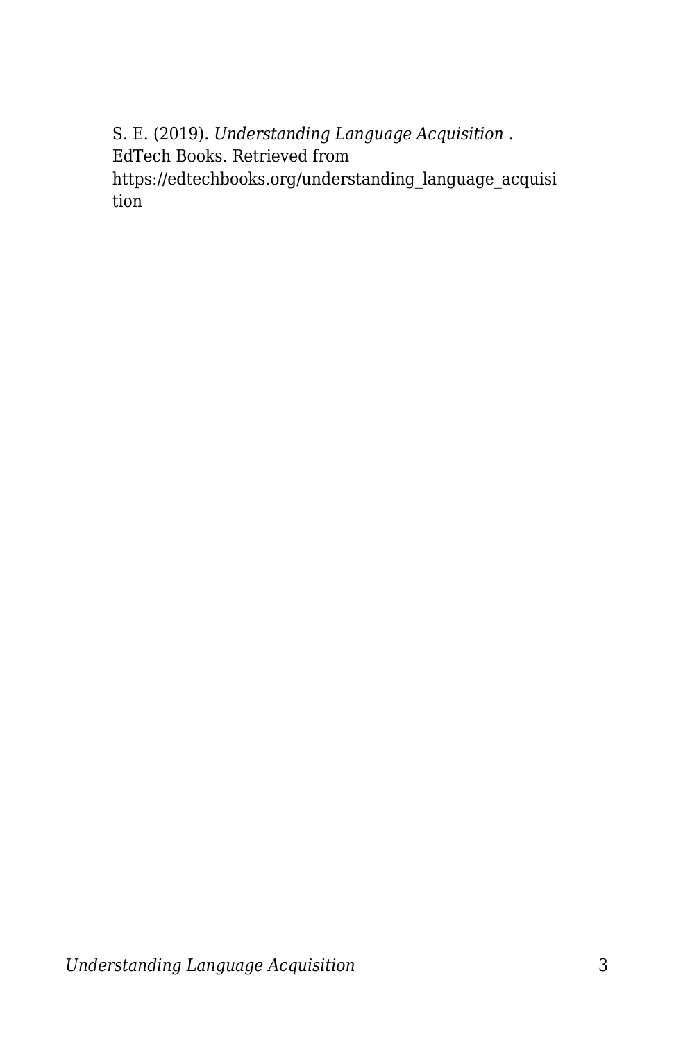S. E. (2019). *Understanding Language Acquisition* . EdTech Books. Retrieved from https://edtechbooks.org/understanding_language_acquisition